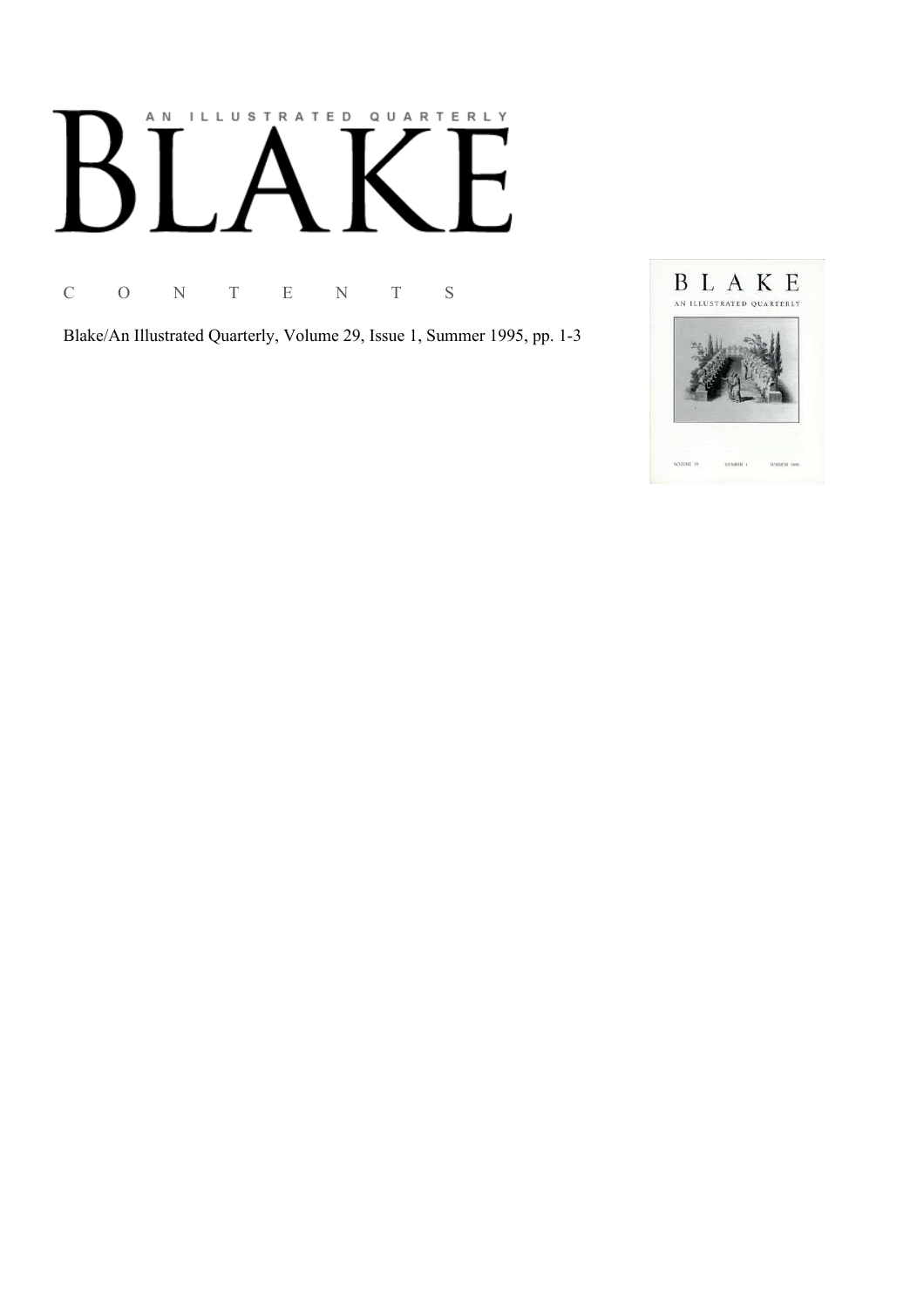# AN ILLUSTRATED QUARTERLY BLAKE

C O N T E N T S

Blake/An Illustrated Quarterly, Volume 29, Issue 1, Summer 1995, pp. 1-3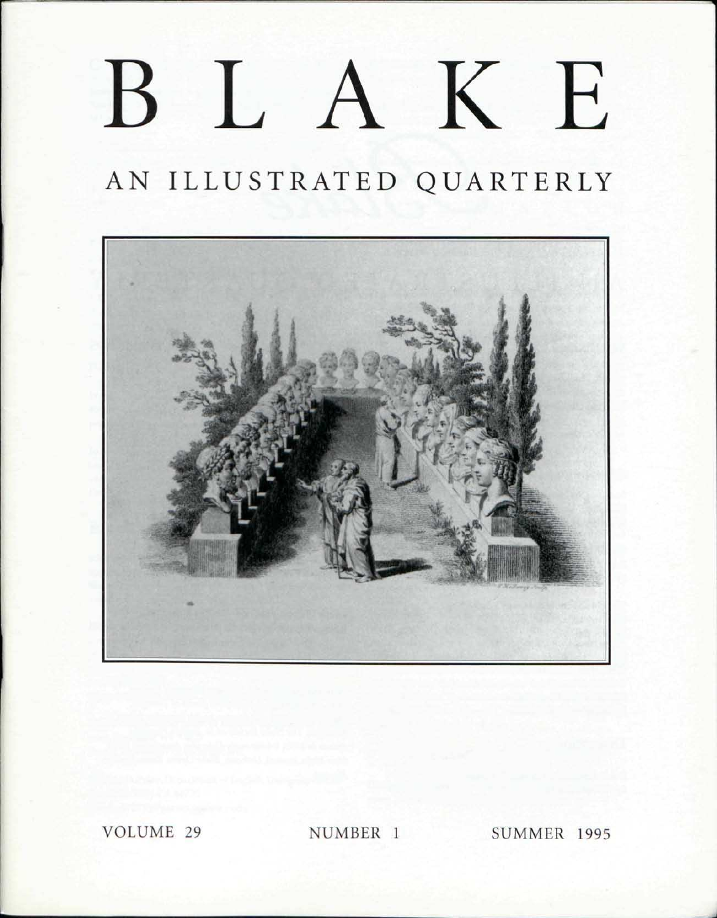# BLAKE

## AN ILLUSTRATED QUARTERLY

VOLUME 29 NUMBER 1 SUMMER 1995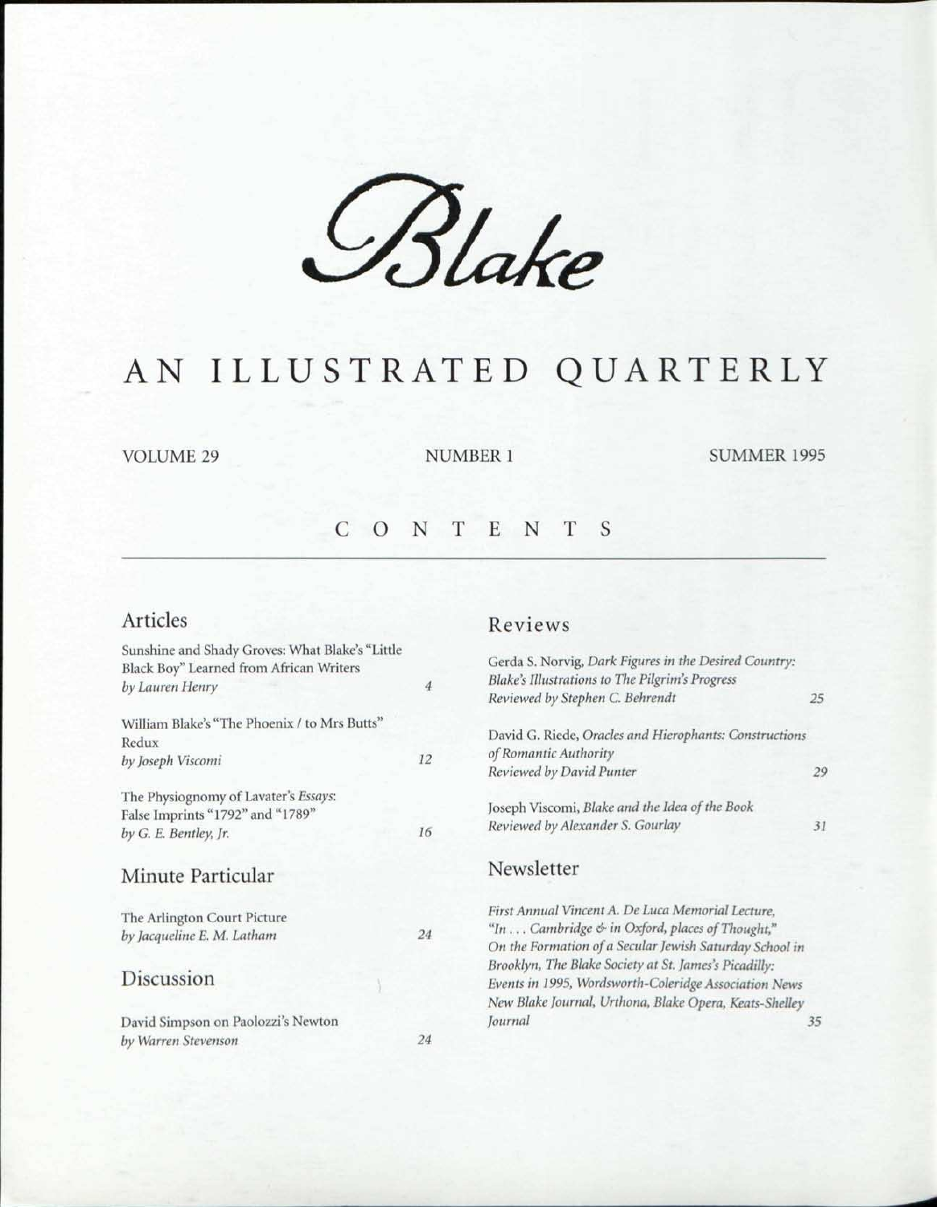# *Blake*

## AN ILLUSTRATED QUARTERLY

VOLUME 29 NUMBER 1 SUMMER 1995

## CONTENTS

### Articles

Sunshine and Shady Groves: What Blake's "Little Black Boy" Learned from African Writers
*by Lauren Henry* 4

William Blake's "The Phoenix / to Mrs Butts" Redux
*by Joseph Viscomi* 12

The Physiognomy of Lavater's *Essays*: False Imprints "1792" and "1789"
*by G. E. Bentley, Jr.* 16

### Minute Particular

The Arlington Court Picture
*by Jacqueline E. M. Latham* 24

### Discussion

David Simpson on Paolozzi's Newton
*by Warren Stevenson* 24

### Reviews

Gerda S. Norvig, *Dark Figures in the Desired Country: Blake's Illustrations to The Pilgrim's Progress*
*Reviewed by Stephen C. Behrendt* 25

David G. Riede, *Oracles and Hierophants: Constructions of Romantic Authority*
*Reviewed by David Punter* 29

Joseph Viscomi, *Blake and the Idea of the Book*
*Reviewed by Alexander S. Gourlay* 31

### Newsletter

*First Annual Vincent A. De Luca Memorial Lecture, "In . . . Cambridge & in Oxford, places of Thought," On the Formation of a Secular Jewish Saturday School in Brooklyn, The Blake Society at St. James's Picadilly: Events in 1995, Wordsworth-Coleridge Association News New Blake Journal, Urthona, Blake Opera, Keats-Shelley Journal* 35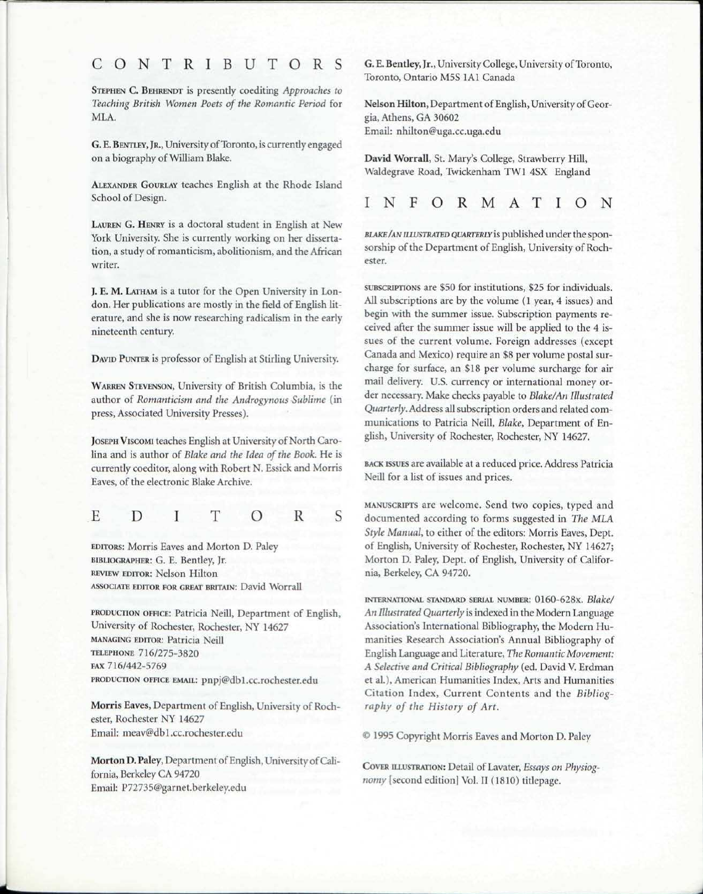# CONTRIBUTORS

STEPHEN C. BEHRENDT is presently coediting *Approaches to Teaching British Women Poets of the Romantic Period* for MLA.

G. E. BENTLEY, JR., University of Toronto, is currently engaged on a biography of William Blake.

ALEXANDER GOURLAY teaches English at the Rhode Island School of Design.

LAUREN G. HENRY is a doctoral student in English at New York University. She is currently working on her dissertation, a study of romanticism, abolitionism, and the African writer.

J. E. M. LATHAM is a tutor for the Open University in London. Her publications are mostly in the field of English literature, and she is now researching radicalism in the early nineteenth century.

DAVID PUNTER is professor of English at Stirling University.

WARREN STEVENSON, University of British Columbia, is the author of *Romanticism and the Androgynous Sublime* (in press, Associated University Presses).

JOSEPH VISCOMI teaches English at University of North Carolina and is author of *Blake and the Idea of the Book*. He is currently coeditor, along with Robert N. Essick and Morris Eaves, of the electronic Blake Archive.

# EDITORS

EDITORS: Morris Eaves and Morton D. Paley
BIBLIOGRAPHER: G. E. Bentley, Jr.
REVIEW EDITOR: Nelson Hilton
ASSOCIATE EDITOR FOR GREAT BRITAIN: David Worrall

PRODUCTION OFFICE: Patricia Neill, Department of English, University of Rochester, Rochester, NY 14627
MANAGING EDITOR: Patricia Neill
TELEPHONE 716/275-3820
FAX 716/442-5769
PRODUCTION OFFICE EMAIL: pnpj@db1.cc.rochester.edu

**Morris Eaves**, Department of English, University of Rochester, Rochester NY 14627
Email: meav@db1.cc.rochester.edu

**Morton D. Paley**, Department of English, University of California, Berkeley CA 94720
Email: P72735@garnet.berkeley.edu

**G. E. Bentley, Jr.**, University College, University of Toronto, Toronto, Ontario M5S 1A1 Canada

**Nelson Hilton**, Department of English, University of Georgia, Athens, GA 30602
Email: nhilton@uga.cc.uga.edu

**David Worrall**, St. Mary's College, Strawberry Hill, Waldegrave Road, Twickenham TW1 4SX England

# INFORMATION

*BLAKE/AN ILLUSTRATED QUARTERLY* is published under the sponsorship of the Department of English, University of Rochester.

SUBSCRIPTIONS are $50 for institutions, $25 for individuals. All subscriptions are by the volume (1 year, 4 issues) and begin with the summer issue. Subscription payments received after the summer issue will be applied to the 4 issues of the current volume. Foreign addresses (except Canada and Mexico) require an $8 per volume postal surcharge for surface, an $18 per volume surcharge for air mail delivery. U.S. currency or international money order necessary. Make checks payable to *Blake/An Illustrated Quarterly*. Address all subscription orders and related communications to Patricia Neill, *Blake*, Department of English, University of Rochester, Rochester, NY 14627.

BACK ISSUES are available at a reduced price. Address Patricia Neill for a list of issues and prices.

MANUSCRIPTS are welcome. Send two copies, typed and documented according to forms suggested in *The MLA Style Manual*, to either of the editors: Morris Eaves, Dept. of English, University of Rochester, Rochester, NY 14627; Morton D. Paley, Dept. of English, University of California, Berkeley, CA 94720.

INTERNATIONAL STANDARD SERIAL NUMBER: 0160-628x. *Blake/An Illustrated Quarterly* is indexed in the Modern Language Association's International Bibliography, the Modern Humanities Research Association's Annual Bibliography of English Language and Literature, *The Romantic Movement: A Selective and Critical Bibliography* (ed. David V. Erdman et al.), American Humanities Index, Arts and Humanities Citation Index, Current Contents and the *Bibliography of the History of Art*.

© 1995 Copyright Morris Eaves and Morton D. Paley

COVER ILLUSTRATION: Detail of Lavater, *Essays on Physiognomy* [second edition] Vol. II (1810) titlepage.